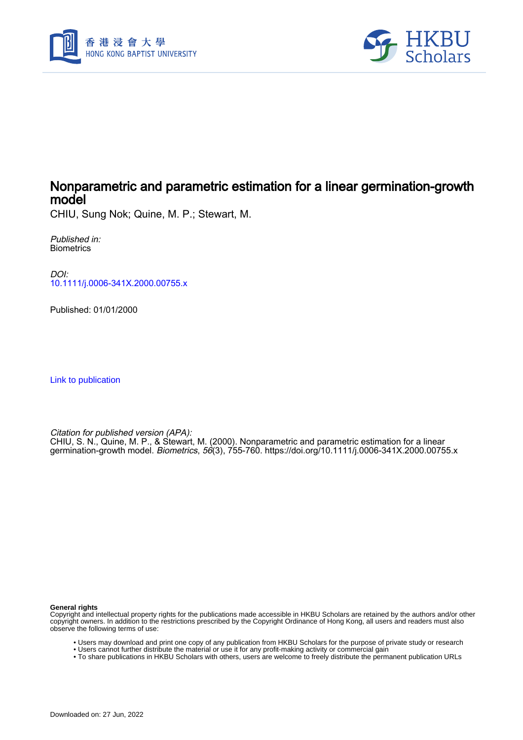# Nonparametric and parametric estimation for a linear germination-growth model

CHIU, Sung Nok; Quine, M. P.; Stewart, M.

*Published in:*
Biometrics

*DOI:*
10.1111/j.0006-341X.2000.00755.x

Published: 01/01/2000

Link to publication

*Citation for published version (APA):*
CHIU, S. N., Quine, M. P., & Stewart, M. (2000). Nonparametric and parametric estimation for a linear germination-growth model. *Biometrics*, *56*(3), 755-760. https://doi.org/10.1111/j.0006-341X.2000.00755.x

**General rights**
Copyright and intellectual property rights for the publications made accessible in HKBU Scholars are retained by the authors and/or other copyright owners. In addition to the restrictions prescribed by the Copyright Ordinance of Hong Kong, all users and readers must also observe the following terms of use:

- Users may download and print one copy of any publication from HKBU Scholars for the purpose of private study or research
- Users cannot further distribute the material or use it for any profit-making activity or commercial gain
- To share publications in HKBU Scholars with others, users are welcome to freely distribute the permanent publication URLs

Downloaded on: 27 Jun, 2022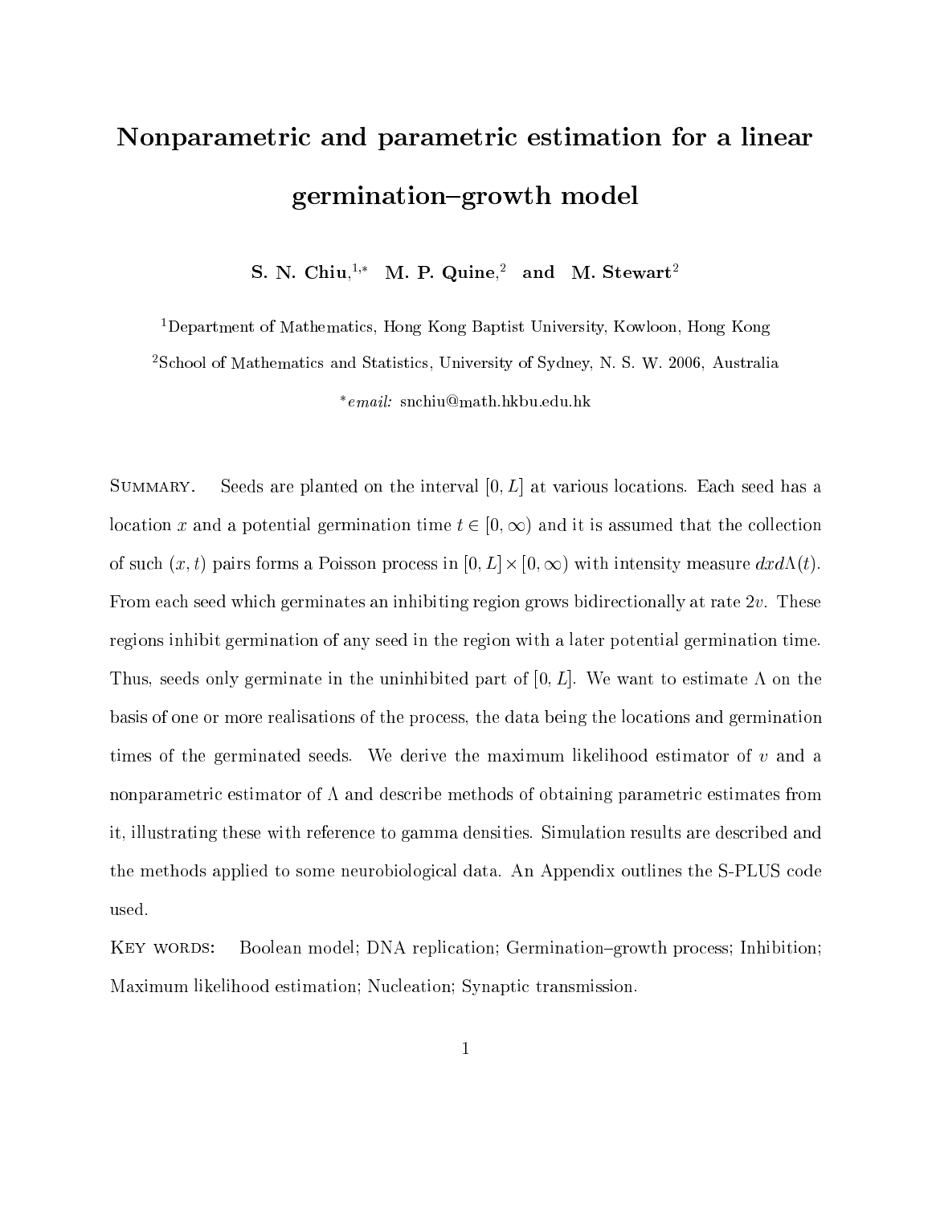# Nonparametric and parametric estimation for a linear germination–growth model

**S. N. Chiu,**[1,*] **M. P. Quine,**[2] **and M. Stewart**[2]

[1]Department of Mathematics, Hong Kong Baptist University, Kowloon, Hong Kong

[2]School of Mathematics and Statistics, University of Sydney, N. S. W. 2006, Australia

[*]*email:* snchiu@math.hkbu.edu.hk

SUMMARY. Seeds are planted on the interval $[0, L]$ at various locations. Each seed has a location $x$ and a potential germination time $t \in [0, \infty)$ and it is assumed that the collection of such $(x, t)$ pairs forms a Poisson process in $[0, L] \times [0, \infty)$ with intensity measure $dx d\Lambda(t)$. From each seed which germinates an inhibiting region grows bidirectionally at rate $2v$. These regions inhibit germination of any seed in the region with a later potential germination time. Thus, seeds only germinate in the uninhibited part of $[0, L]$. We want to estimate $\Lambda$ on the basis of one or more realisations of the process, the data being the locations and germination times of the germinated seeds. We derive the maximum likelihood estimator of $v$ and a nonparametric estimator of $\Lambda$ and describe methods of obtaining parametric estimates from it, illustrating these with reference to gamma densities. Simulation results are described and the methods applied to some neurobiological data. An Appendix outlines the S-PLUS code used.

KEY WORDS: Boolean model; DNA replication; Germination–growth process; Inhibition; Maximum likelihood estimation; Nucleation; Synaptic transmission.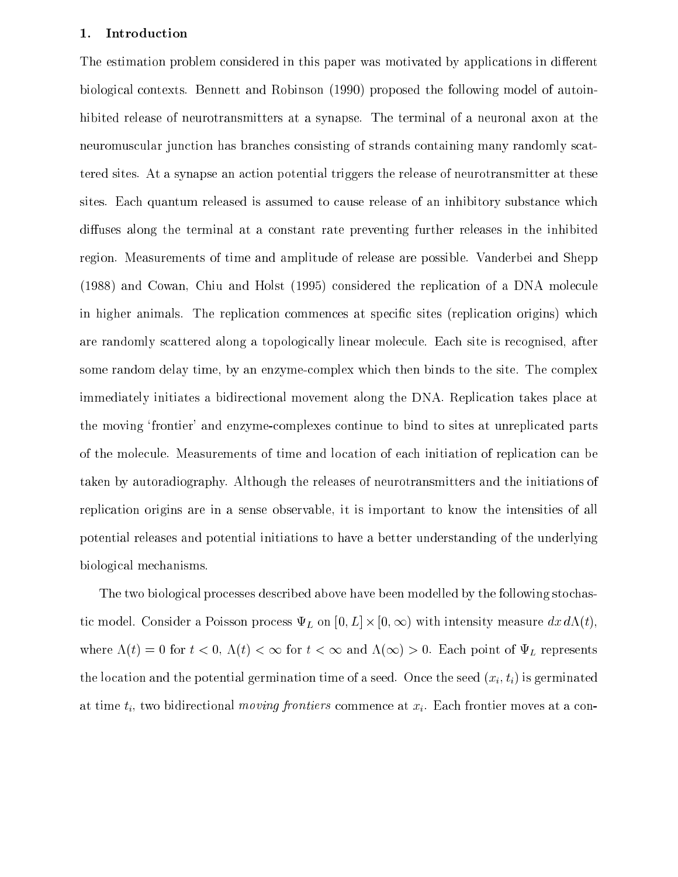## 1. Introduction

The estimation problem considered in this paper was motivated by applications in different biological contexts. Bennett and Robinson (1990) proposed the following model of autoinhibited release of neurotransmitters at a synapse. The terminal of a neuronal axon at the neuromuscular junction has branches consisting of strands containing many randomly scattered sites. At a synapse an action potential triggers the release of neurotransmitter at these sites. Each quantum released is assumed to cause release of an inhibitory substance which diffuses along the terminal at a constant rate preventing further releases in the inhibited region. Measurements of time and amplitude of release are possible. Vanderbei and Shepp (1988) and Cowan, Chiu and Holst (1995) considered the replication of a DNA molecule in higher animals. The replication commences at specific sites (replication origins) which are randomly scattered along a topologically linear molecule. Each site is recognised, after some random delay time, by an enzyme-complex which then binds to the site. The complex immediately initiates a bidirectional movement along the DNA. Replication takes place at the moving 'frontier' and enzyme-complexes continue to bind to sites at unreplicated parts of the molecule. Measurements of time and location of each initiation of replication can be taken by autoradiography. Although the releases of neurotransmitters and the initiations of replication origins are in a sense observable, it is important to know the intensities of all potential releases and potential initiations to have a better understanding of the underlying biological mechanisms.

The two biological processes described above have been modelled by the following stochastic model. Consider a Poisson process $\Psi_L$ on $[0, L] \times [0, \infty)$ with intensity measure $dx\, d\Lambda(t)$, where $\Lambda(t) = 0$ for $t < 0$, $\Lambda(t) < \infty$ for $t < \infty$ and $\Lambda(\infty) > 0$. Each point of $\Psi_L$ represents the location and the potential germination time of a seed. Once the seed $(x_i, t_i)$ is germinated at time $t_i$, two bidirectional *moving frontiers* commence at $x_i$. Each frontier moves at a con-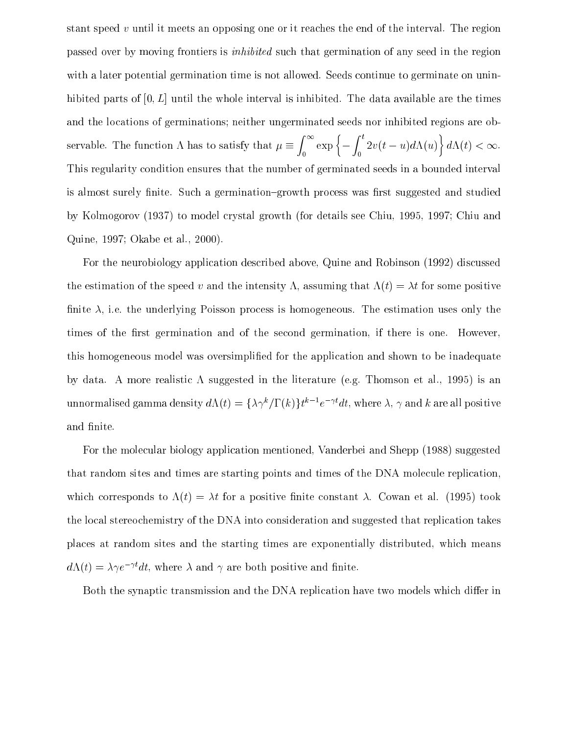stant speed $v$ until it meets an opposing one or it reaches the end of the interval. The region passed over by moving frontiers is *inhibited* such that germination of any seed in the region with a later potential germination time is not allowed. Seeds continue to germinate on uninhibited parts of $[0, L]$ until the whole interval is inhibited. The data available are the times and the locations of germinations; neither ungerminated seeds nor inhibited regions are observable. The function $\Lambda$ has to satisfy that $\mu \equiv \int_0^\infty \exp\left\{-\int_0^t 2v(t-u)d\Lambda(u)\right\} d\Lambda(t) < \infty$. This regularity condition ensures that the number of germinated seeds in a bounded interval is almost surely finite. Such a germination–growth process was first suggested and studied by Kolmogorov (1937) to model crystal growth (for details see Chiu, 1995, 1997; Chiu and Quine, 1997; Okabe et al., 2000).

For the neurobiology application described above, Quine and Robinson (1992) discussed the estimation of the speed $v$ and the intensity $\Lambda$, assuming that $\Lambda(t) = \lambda t$ for some positive finite $\lambda$, i.e. the underlying Poisson process is homogeneous. The estimation uses only the times of the first germination and of the second germination, if there is one. However, this homogeneous model was oversimplified for the application and shown to be inadequate by data. A more realistic $\Lambda$ suggested in the literature (e.g. Thomson et al., 1995) is an unnormalised gamma density $d\Lambda(t) = \{\lambda\gamma^k/\Gamma(k)\}t^{k-1}e^{-\gamma t}dt$, where $\lambda$, $\gamma$ and $k$ are all positive and finite.

For the molecular biology application mentioned, Vanderbei and Shepp (1988) suggested that random sites and times are starting points and times of the DNA molecule replication, which corresponds to $\Lambda(t) = \lambda t$ for a positive finite constant $\lambda$. Cowan et al. (1995) took the local stereochemistry of the DNA into consideration and suggested that replication takes places at random sites and the starting times are exponentially distributed, which means $d\Lambda(t) = \lambda\gamma e^{-\gamma t}dt$, where $\lambda$ and $\gamma$ are both positive and finite.

Both the synaptic transmission and the DNA replication have two models which differ in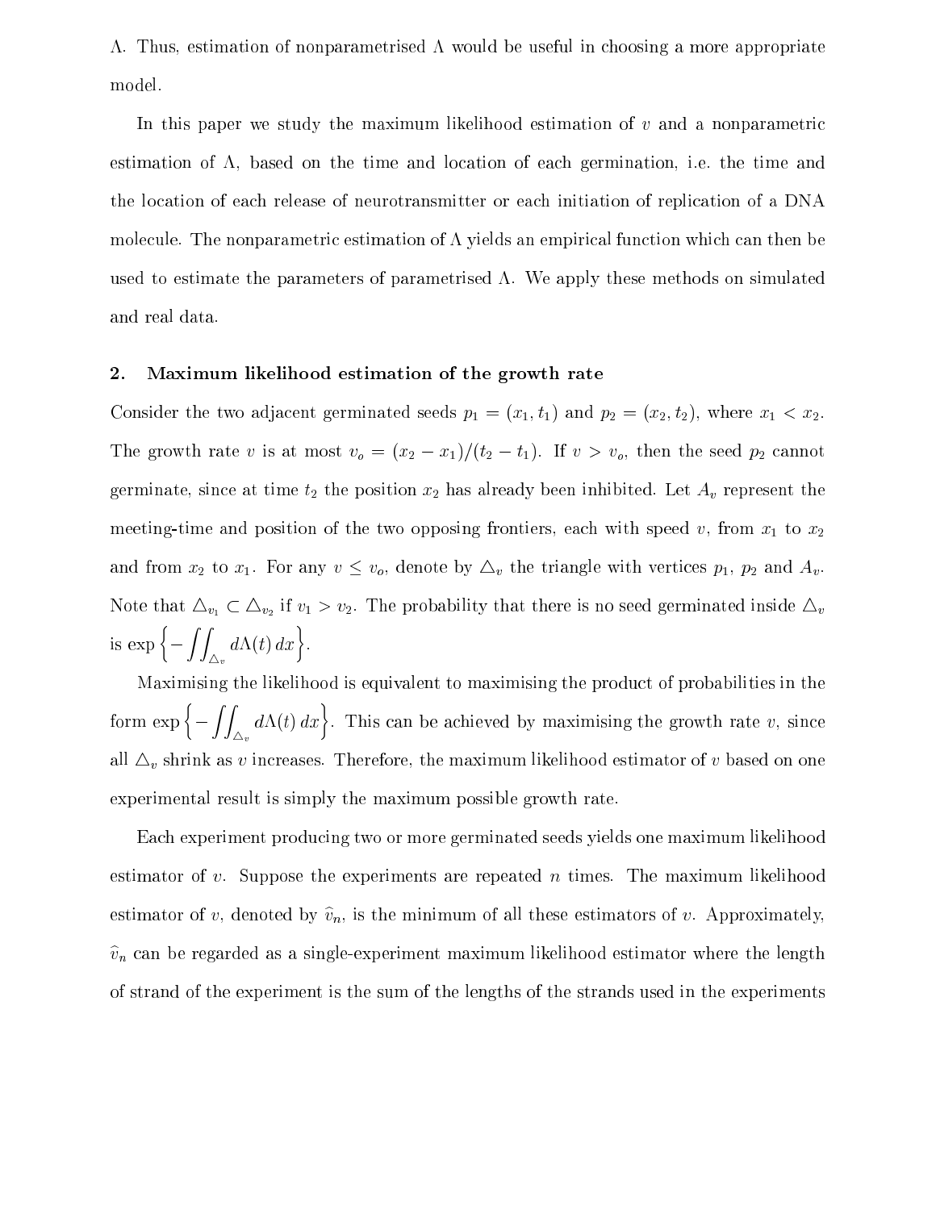$\Lambda$. Thus, estimation of nonparametrised $\Lambda$ would be useful in choosing a more appropriate model.

In this paper we study the maximum likelihood estimation of $v$ and a nonparametric estimation of $\Lambda$, based on the time and location of each germination, i.e. the time and the location of each release of neurotransmitter or each initiation of replication of a DNA molecule. The nonparametric estimation of $\Lambda$ yields an empirical function which can then be used to estimate the parameters of parametrised $\Lambda$. We apply these methods on simulated and real data.

## 2. Maximum likelihood estimation of the growth rate

Consider the two adjacent germinated seeds $p_1 = (x_1, t_1)$ and $p_2 = (x_2, t_2)$, where $x_1 < x_2$. The growth rate $v$ is at most $v_o = (x_2 - x_1)/(t_2 - t_1)$. If $v > v_o$, then the seed $p_2$ cannot germinate, since at time $t_2$ the position $x_2$ has already been inhibited. Let $A_v$ represent the meeting-time and position of the two opposing frontiers, each with speed $v$, from $x_1$ to $x_2$ and from $x_2$ to $x_1$. For any $v \leq v_o$, denote by $\triangle_v$ the triangle with vertices $p_1$, $p_2$ and $A_v$. Note that $\triangle_{v_1} \subset \triangle_{v_2}$ if $v_1 > v_2$. The probability that there is no seed germinated inside $\triangle_v$ is $\exp\left\{-\iint_{\triangle_v} d\Lambda(t)\, dx\right\}$.

Maximising the likelihood is equivalent to maximising the product of probabilities in the form $\exp\left\{-\iint_{\triangle_v} d\Lambda(t)\, dx\right\}$. This can be achieved by maximising the growth rate $v$, since all $\triangle_v$ shrink as $v$ increases. Therefore, the maximum likelihood estimator of $v$ based on one experimental result is simply the maximum possible growth rate.

Each experiment producing two or more germinated seeds yields one maximum likelihood estimator of $v$. Suppose the experiments are repeated $n$ times. The maximum likelihood estimator of $v$, denoted by $\widehat{v}_n$, is the minimum of all these estimators of $v$. Approximately, $\widehat{v}_n$ can be regarded as a single-experiment maximum likelihood estimator where the length of strand of the experiment is the sum of the lengths of the strands used in the experiments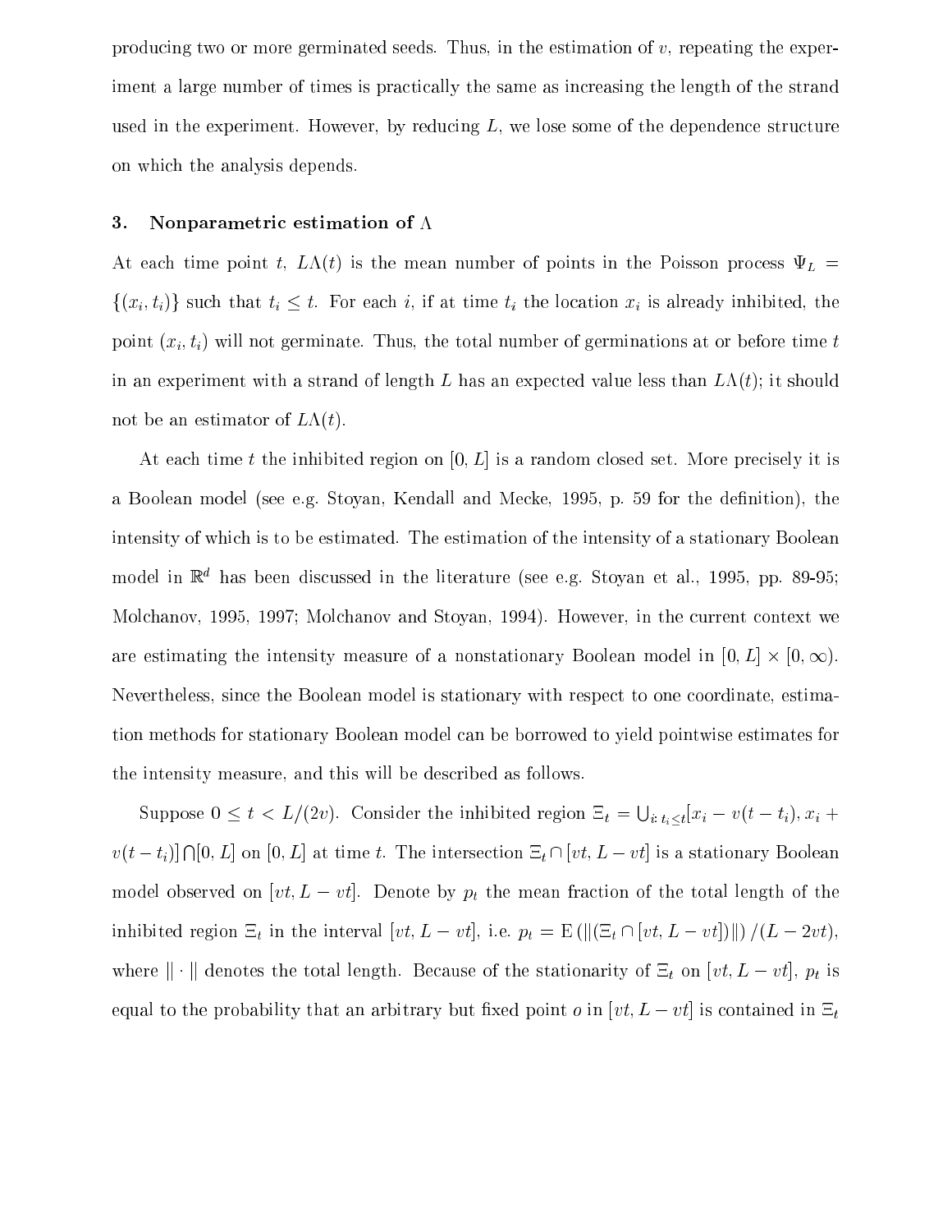producing two or more germinated seeds. Thus, in the estimation of $v$, repeating the experiment a large number of times is practically the same as increasing the length of the strand used in the experiment. However, by reducing $L$, we lose some of the dependence structure on which the analysis depends.

## 3. Nonparametric estimation of $\Lambda$

At each time point $t$, $L\Lambda(t)$ is the mean number of points in the Poisson process $\Psi_L = \{(x_i, t_i)\}$ such that $t_i \leq t$. For each $i$, if at time $t_i$ the location $x_i$ is already inhibited, the point $(x_i, t_i)$ will not germinate. Thus, the total number of germinations at or before time $t$ in an experiment with a strand of length $L$ has an expected value less than $L\Lambda(t)$; it should not be an estimator of $L\Lambda(t)$.

At each time $t$ the inhibited region on $[0, L]$ is a random closed set. More precisely it is a Boolean model (see e.g. Stoyan, Kendall and Mecke, 1995, p. 59 for the definition), the intensity of which is to be estimated. The estimation of the intensity of a stationary Boolean model in $\mathbb{R}^d$ has been discussed in the literature (see e.g. Stoyan et al., 1995, pp. 89-95; Molchanov, 1995, 1997; Molchanov and Stoyan, 1994). However, in the current context we are estimating the intensity measure of a nonstationary Boolean model in $[0, L] \times [0, \infty)$. Nevertheless, since the Boolean model is stationary with respect to one coordinate, estimation methods for stationary Boolean model can be borrowed to yield pointwise estimates for the intensity measure, and this will be described as follows.

Suppose $0 \leq t < L/(2v)$. Consider the inhibited region $\Xi_t = \bigcup_{i: t_i \leq t} [x_i - v(t - t_i), x_i + v(t - t_i)] \bigcap [0, L]$ on $[0, L]$ at time $t$. The intersection $\Xi_t \cap [vt, L - vt]$ is a stationary Boolean model observed on $[vt, L - vt]$. Denote by $p_t$ the mean fraction of the total length of the inhibited region $\Xi_t$ in the interval $[vt, L - vt]$, i.e. $p_t = \mathrm{E}\left(\|(\Xi_t \cap [vt, L - vt])\|\right) / (L - 2vt)$, where $\|\cdot\|$ denotes the total length. Because of the stationarity of $\Xi_t$ on $[vt, L - vt]$, $p_t$ is equal to the probability that an arbitrary but fixed point $o$ in $[vt, L - vt]$ is contained in $\Xi_t$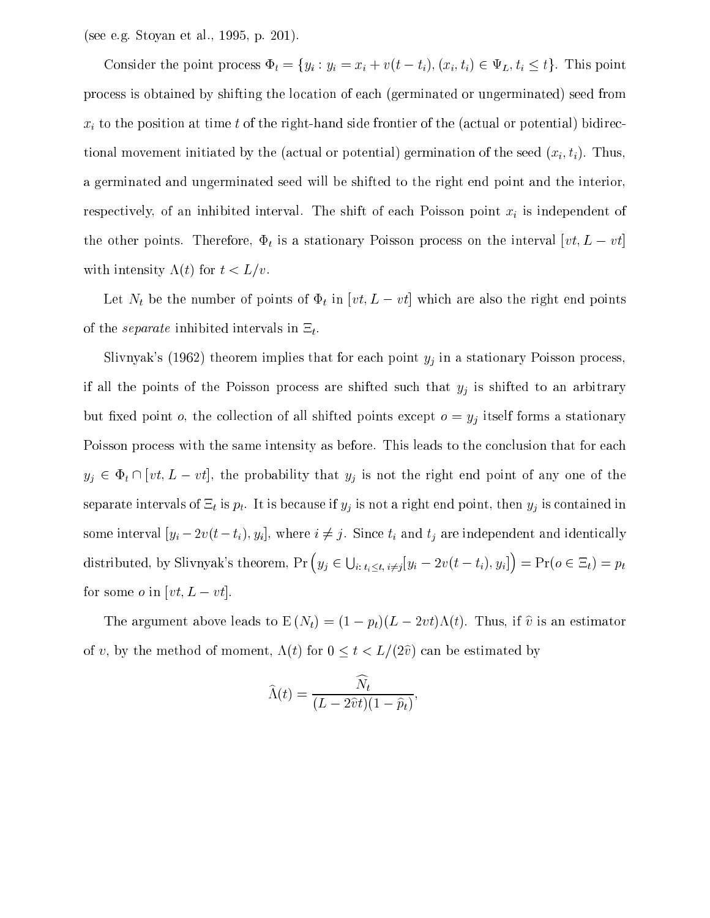(see e.g. Stoyan et al., 1995, p. 201).

Consider the point process $\Phi_t = \{y_i : y_i = x_i + v(t - t_i), (x_i, t_i) \in \Psi_L, t_i \leq t\}$. This point process is obtained by shifting the location of each (germinated or ungerminated) seed from $x_i$ to the position at time $t$ of the right-hand side frontier of the (actual or potential) bidirectional movement initiated by the (actual or potential) germination of the seed $(x_i, t_i)$. Thus, a germinated and ungerminated seed will be shifted to the right end point and the interior, respectively, of an inhibited interval. The shift of each Poisson point $x_i$ is independent of the other points. Therefore, $\Phi_t$ is a stationary Poisson process on the interval $[vt, L - vt]$ with intensity $\Lambda(t)$ for $t < L/v$.

Let $N_t$ be the number of points of $\Phi_t$ in $[vt, L - vt]$ which are also the right end points of the *separate* inhibited intervals in $\Xi_t$.

Slivnyak's (1962) theorem implies that for each point $y_j$ in a stationary Poisson process, if all the points of the Poisson process are shifted such that $y_j$ is shifted to an arbitrary but fixed point $o$, the collection of all shifted points except $o = y_j$ itself forms a stationary Poisson process with the same intensity as before. This leads to the conclusion that for each $y_j \in \Phi_t \cap [vt, L - vt]$, the probability that $y_j$ is not the right end point of any one of the separate intervals of $\Xi_t$ is $p_t$. It is because if $y_j$ is not a right end point, then $y_j$ is contained in some interval $[y_i - 2v(t - t_i), y_i]$, where $i \neq j$. Since $t_i$ and $t_j$ are independent and identically distributed, by Slivnyak's theorem, $\Pr\left(y_j \in \bigcup_{i:\, t_i \leq t,\, i \neq j} [y_i - 2v(t - t_i), y_i]\right) = \Pr(o \in \Xi_t) = p_t$ for some $o$ in $[vt, L - vt]$.

The argument above leads to $\mathrm{E}\,(N_t) = (1 - p_t)(L - 2vt)\Lambda(t)$. Thus, if $\widehat{v}$ is an estimator of $v$, by the method of moment, $\Lambda(t)$ for $0 \leq t < L/(2\widehat{v})$ can be estimated by

$$\widehat{\Lambda}(t) = \frac{\widehat{N_t}}{(L - 2\widehat{v}t)(1 - \widehat{p}_t)},$$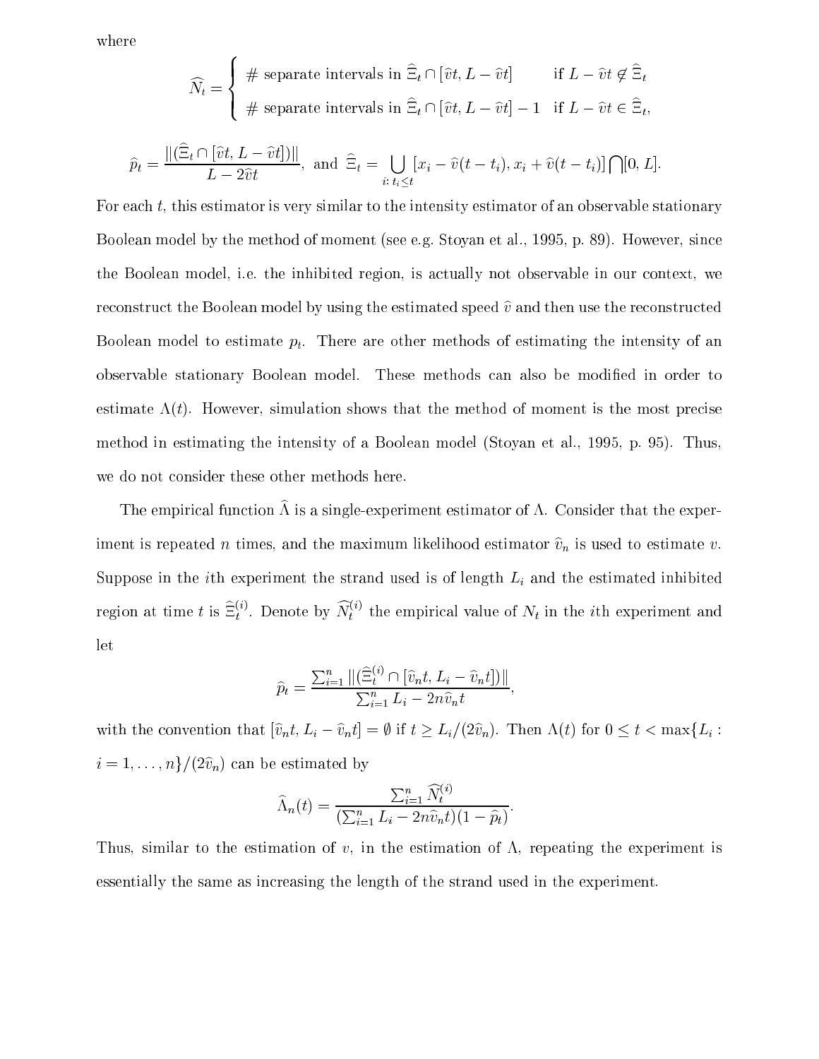where

$$\widehat{N}_t = \begin{cases} \text{\# separate intervals in } \widehat{\Xi}_t \cap [\widehat{v}t, L - \widehat{v}t] & \text{if } L - \widehat{v}t \notin \widehat{\Xi}_t \\ \text{\# separate intervals in } \widehat{\Xi}_t \cap [\widehat{v}t, L - \widehat{v}t] - 1 & \text{if } L - \widehat{v}t \in \widehat{\Xi}_t, \end{cases}$$

$$\widehat{p}_t = \frac{\|(\widehat{\Xi}_t \cap [\widehat{v}t, L - \widehat{v}t])\|}{L - 2\widehat{v}t}, \text{ and } \widehat{\Xi}_t = \bigcup_{i:\, t_i \leq t} [x_i - \widehat{v}(t - t_i), x_i + \widehat{v}(t - t_i)] \bigcap [0, L].$$

For each $t$, this estimator is very similar to the intensity estimator of an observable stationary Boolean model by the method of moment (see e.g. Stoyan et al., 1995, p. 89). However, since the Boolean model, i.e. the inhibited region, is actually not observable in our context, we reconstruct the Boolean model by using the estimated speed $\widehat{v}$ and then use the reconstructed Boolean model to estimate $p_t$. There are other methods of estimating the intensity of an observable stationary Boolean model. These methods can also be modified in order to estimate $\Lambda(t)$. However, simulation shows that the method of moment is the most precise method in estimating the intensity of a Boolean model (Stoyan et al., 1995, p. 95). Thus, we do not consider these other methods here.

The empirical function $\widehat{\Lambda}$ is a single-experiment estimator of $\Lambda$. Consider that the experiment is repeated $n$ times, and the maximum likelihood estimator $\widehat{v}_n$ is used to estimate $v$. Suppose in the $i$th experiment the strand used is of length $L_i$ and the estimated inhibited region at time $t$ is $\widehat{\Xi}_t^{(i)}$. Denote by $\widehat{N}_t^{(i)}$ the empirical value of $N_t$ in the $i$th experiment and let

$$\widehat{p}_t = \frac{\sum_{i=1}^{n} \|(\widehat{\Xi}_t^{(i)} \cap [\widehat{v}_n t, L_i - \widehat{v}_n t])\|}{\sum_{i=1}^{n} L_i - 2n\widehat{v}_n t},$$

with the convention that $[\widehat{v}_n t, L_i - \widehat{v}_n t] = \emptyset$ if $t \geq L_i/(2\widehat{v}_n)$. Then $\Lambda(t)$ for $0 \leq t < \max\{L_i : i = 1, \ldots, n\}/(2\widehat{v}_n)$ can be estimated by

$$\widehat{\Lambda}_n(t) = \frac{\sum_{i=1}^{n} \widehat{N}_t^{(i)}}{(\sum_{i=1}^{n} L_i - 2n\widehat{v}_n t)(1 - \widehat{p}_t)}.$$

Thus, similar to the estimation of $v$, in the estimation of $\Lambda$, repeating the experiment is essentially the same as increasing the length of the strand used in the experiment.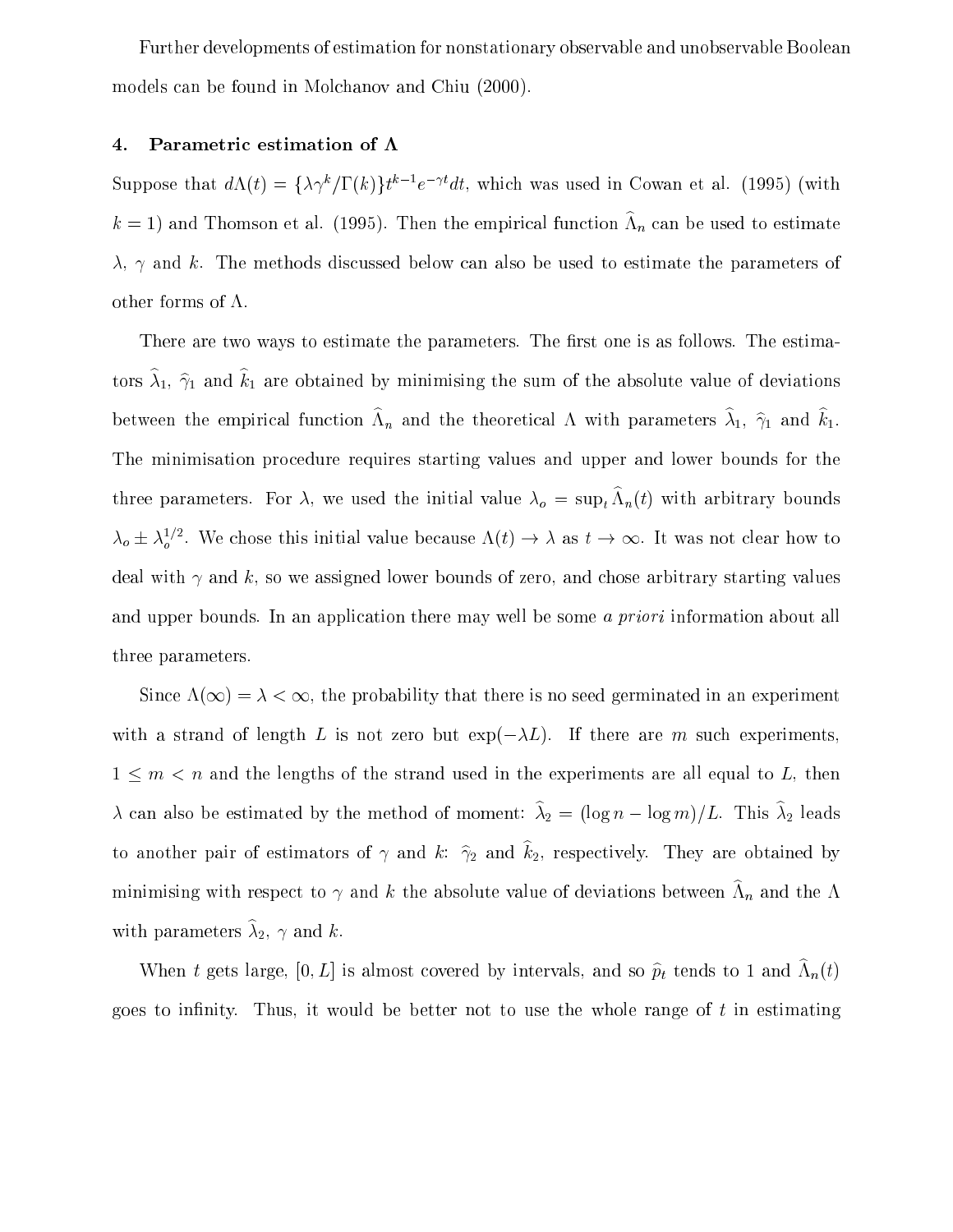Further developments of estimation for nonstationary observable and unobservable Boolean models can be found in Molchanov and Chiu (2000).

## 4. Parametric estimation of $\Lambda$

Suppose that $d\Lambda(t) = \{\lambda\gamma^k/\Gamma(k)\}t^{k-1}e^{-\gamma t}dt$, which was used in Cowan et al. (1995) (with $k = 1$) and Thomson et al. (1995). Then the empirical function $\widehat{\Lambda}_n$ can be used to estimate $\lambda$, $\gamma$ and $k$. The methods discussed below can also be used to estimate the parameters of other forms of $\Lambda$.

There are two ways to estimate the parameters. The first one is as follows. The estimators $\widehat{\lambda}_1$, $\widehat{\gamma}_1$ and $\widehat{k}_1$ are obtained by minimising the sum of the absolute value of deviations between the empirical function $\widehat{\Lambda}_n$ and the theoretical $\Lambda$ with parameters $\widehat{\lambda}_1$, $\widehat{\gamma}_1$ and $\widehat{k}_1$. The minimisation procedure requires starting values and upper and lower bounds for the three parameters. For $\lambda$, we used the initial value $\lambda_o = \sup_t \widehat{\Lambda}_n(t)$ with arbitrary bounds $\lambda_o \pm \lambda_o^{1/2}$. We chose this initial value because $\Lambda(t) \to \lambda$ as $t \to \infty$. It was not clear how to deal with $\gamma$ and $k$, so we assigned lower bounds of zero, and chose arbitrary starting values and upper bounds. In an application there may well be some *a priori* information about all three parameters.

Since $\Lambda(\infty) = \lambda < \infty$, the probability that there is no seed germinated in an experiment with a strand of length $L$ is not zero but $\exp(-\lambda L)$. If there are $m$ such experiments, $1 \leq m < n$ and the lengths of the strand used in the experiments are all equal to $L$, then $\lambda$ can also be estimated by the method of moment: $\widehat{\lambda}_2 = (\log n - \log m)/L$. This $\widehat{\lambda}_2$ leads to another pair of estimators of $\gamma$ and $k$: $\widehat{\gamma}_2$ and $\widehat{k}_2$, respectively. They are obtained by minimising with respect to $\gamma$ and $k$ the absolute value of deviations between $\widehat{\Lambda}_n$ and the $\Lambda$ with parameters $\widehat{\lambda}_2$, $\gamma$ and $k$.

When $t$ gets large, $[0, L]$ is almost covered by intervals, and so $\widehat{p}_t$ tends to 1 and $\widehat{\Lambda}_n(t)$ goes to infinity. Thus, it would be better not to use the whole range of $t$ in estimating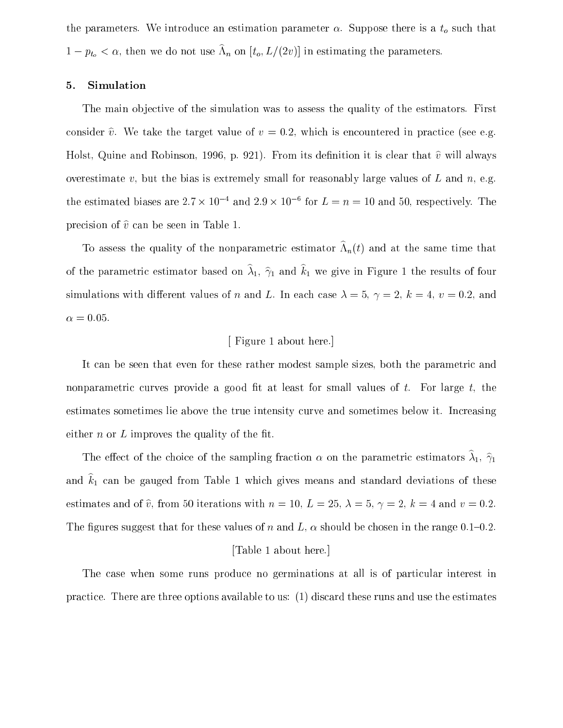the parameters. We introduce an estimation parameter $\alpha$. Suppose there is a $t_o$ such that $1 - p_{t_o} < \alpha$, then we do not use $\widehat{\Lambda}_n$ on $[t_o, L/(2v)]$ in estimating the parameters.

## 5. Simulation

The main objective of the simulation was to assess the quality of the estimators. First consider $\widehat{v}$. We take the target value of $v = 0.2$, which is encountered in practice (see e.g. Holst, Quine and Robinson, 1996, p. 921). From its definition it is clear that $\widehat{v}$ will always overestimate $v$, but the bias is extremely small for reasonably large values of $L$ and $n$, e.g. the estimated biases are $2.7 \times 10^{-4}$ and $2.9 \times 10^{-6}$ for $L = n = 10$ and 50, respectively. The precision of $\widehat{v}$ can be seen in Table 1.

To assess the quality of the nonparametric estimator $\widehat{\Lambda}_n(t)$ and at the same time that of the parametric estimator based on $\widehat{\lambda}_1$, $\widehat{\gamma}_1$ and $\widehat{k}_1$ we give in Figure 1 the results of four simulations with different values of $n$ and $L$. In each case $\lambda = 5$, $\gamma = 2$, $k = 4$, $v = 0.2$, and $\alpha = 0.05$.

[ Figure 1 about here.]

It can be seen that even for these rather modest sample sizes, both the parametric and nonparametric curves provide a good fit at least for small values of $t$. For large $t$, the estimates sometimes lie above the true intensity curve and sometimes below it. Increasing either $n$ or $L$ improves the quality of the fit.

The effect of the choice of the sampling fraction $\alpha$ on the parametric estimators $\widehat{\lambda}_1$, $\widehat{\gamma}_1$ and $\widehat{k}_1$ can be gauged from Table 1 which gives means and standard deviations of these estimates and of $\widehat{v}$, from 50 iterations with $n = 10$, $L = 25$, $\lambda = 5$, $\gamma = 2$, $k = 4$ and $v = 0.2$. The figures suggest that for these values of $n$ and $L$, $\alpha$ should be chosen in the range 0.1–0.2.

[Table 1 about here.]

The case when some runs produce no germinations at all is of particular interest in practice. There are three options available to us: (1) discard these runs and use the estimates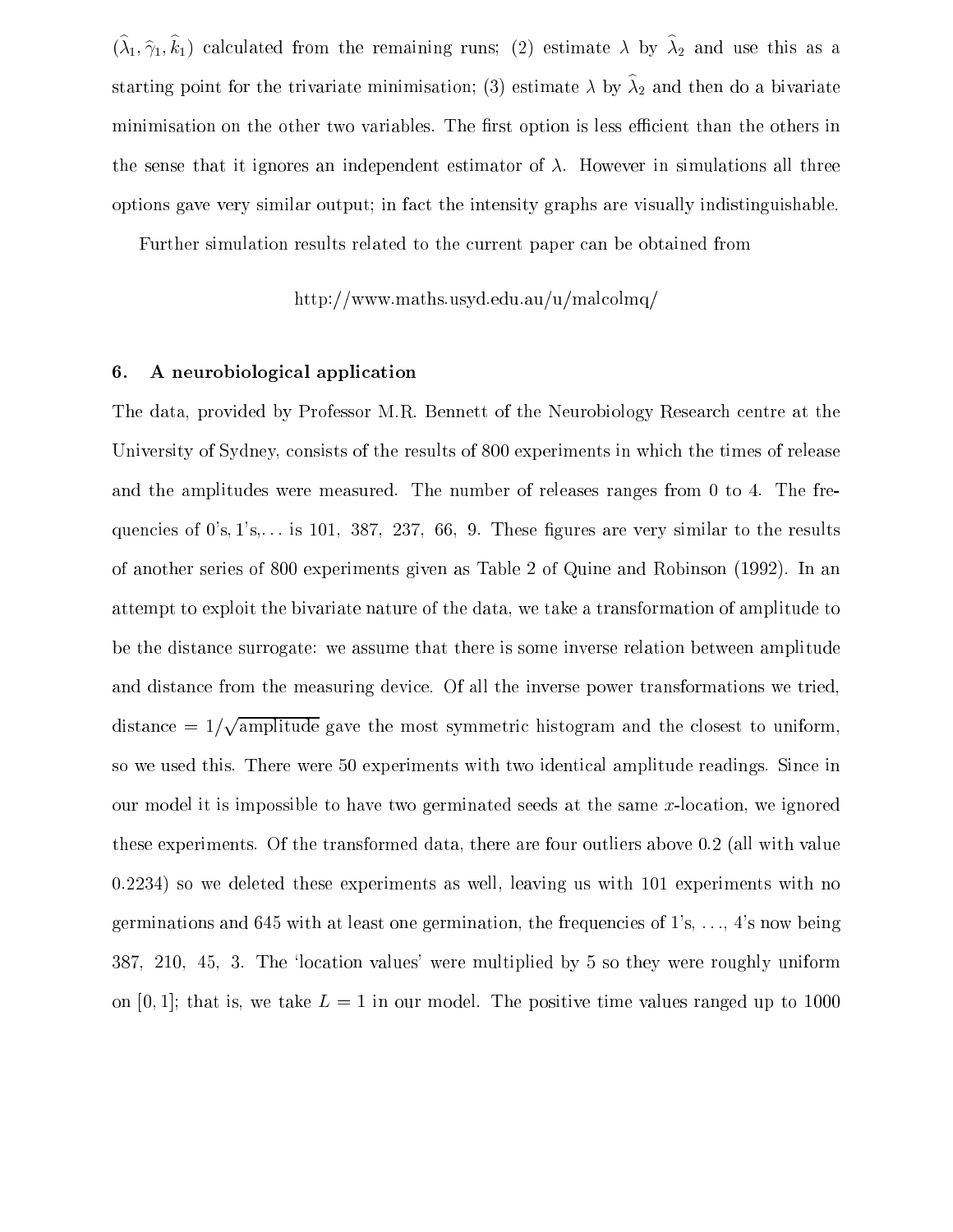$(\widehat{\lambda}_1, \widehat{\gamma}_1, \widehat{k}_1)$ calculated from the remaining runs; (2) estimate $\lambda$ by $\widehat{\lambda}_2$ and use this as a starting point for the trivariate minimisation; (3) estimate $\lambda$ by $\widehat{\lambda}_2$ and then do a bivariate minimisation on the other two variables. The first option is less efficient than the others in the sense that it ignores an independent estimator of $\lambda$. However in simulations all three options gave very similar output; in fact the intensity graphs are visually indistinguishable.

Further simulation results related to the current paper can be obtained from

http://www.maths.usyd.edu.au/u/malcolmq/

## 6. A neurobiological application

The data, provided by Professor M.R. Bennett of the Neurobiology Research centre at the University of Sydney, consists of the results of 800 experiments in which the times of release and the amplitudes were measured. The number of releases ranges from 0 to 4. The frequencies of 0's, 1's,... is 101, 387, 237, 66, 9. These figures are very similar to the results of another series of 800 experiments given as Table 2 of Quine and Robinson (1992). In an attempt to exploit the bivariate nature of the data, we take a transformation of amplitude to be the distance surrogate: we assume that there is some inverse relation between amplitude and distance from the measuring device. Of all the inverse power transformations we tried, distance $= 1/\sqrt{\text{amplitude}}$ gave the most symmetric histogram and the closest to uniform, so we used this. There were 50 experiments with two identical amplitude readings. Since in our model it is impossible to have two germinated seeds at the same $x$-location, we ignored these experiments. Of the transformed data, there are four outliers above 0.2 (all with value 0.2234) so we deleted these experiments as well, leaving us with 101 experiments with no germinations and 645 with at least one germination, the frequencies of 1's, ..., 4's now being 387, 210, 45, 3. The 'location values' were multiplied by 5 so they were roughly uniform on $[0, 1]$; that is, we take $L = 1$ in our model. The positive time values ranged up to 1000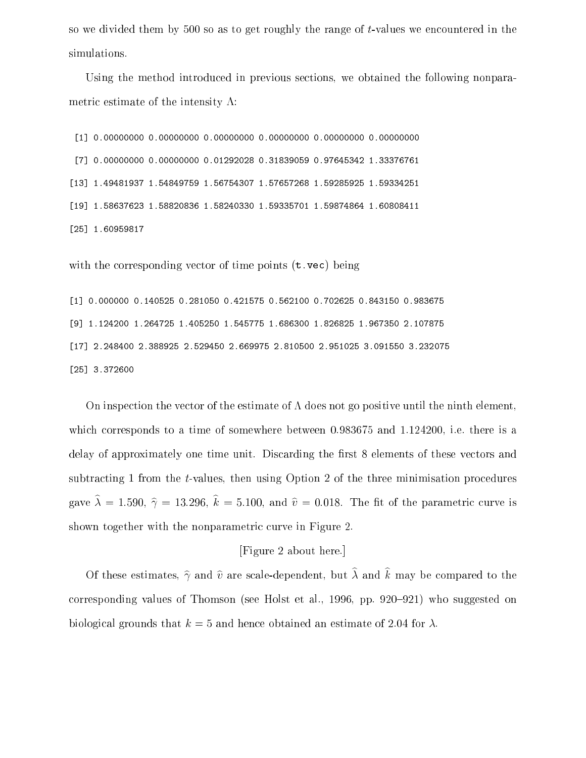so we divided them by 500 so as to get roughly the range of $t$-values we encountered in the simulations.

Using the method introduced in previous sections, we obtained the following nonparametric estimate of the intensity $\Lambda$:

```
 [1] 0.00000000 0.00000000 0.00000000 0.00000000 0.00000000 0.00000000
 [7] 0.00000000 0.00000000 0.01292028 0.31839059 0.97645342 1.33376761
[13] 1.49481937 1.54849759 1.56754307 1.57657268 1.59285925 1.59334251
[19] 1.58637623 1.58820836 1.58240330 1.59335701 1.59874864 1.60808411
[25] 1.60959817
```

with the corresponding vector of time points (`t.vec`) being

```
[1] 0.000000 0.140525 0.281050 0.421575 0.562100 0.702625 0.843150 0.983675
[9] 1.124200 1.264725 1.405250 1.545775 1.686300 1.826825 1.967350 2.107875
[17] 2.248400 2.388925 2.529450 2.669975 2.810500 2.951025 3.091550 3.232075
[25] 3.372600
```

On inspection the vector of the estimate of $\Lambda$ does not go positive until the ninth element, which corresponds to a time of somewhere between 0.983675 and 1.124200, i.e. there is a delay of approximately one time unit. Discarding the first 8 elements of these vectors and subtracting 1 from the $t$-values, then using Option 2 of the three minimisation procedures gave $\widehat{\lambda} = 1.590$, $\widehat{\gamma} = 13.296$, $\widehat{k} = 5.100$, and $\widehat{v} = 0.018$. The fit of the parametric curve is shown together with the nonparametric curve in Figure 2.

[Figure 2 about here.]

Of these estimates, $\widehat{\gamma}$ and $\widehat{v}$ are scale-dependent, but $\widehat{\lambda}$ and $\widehat{k}$ may be compared to the corresponding values of Thomson (see Holst et al., 1996, pp. 920–921) who suggested on biological grounds that $k = 5$ and hence obtained an estimate of 2.04 for $\lambda$.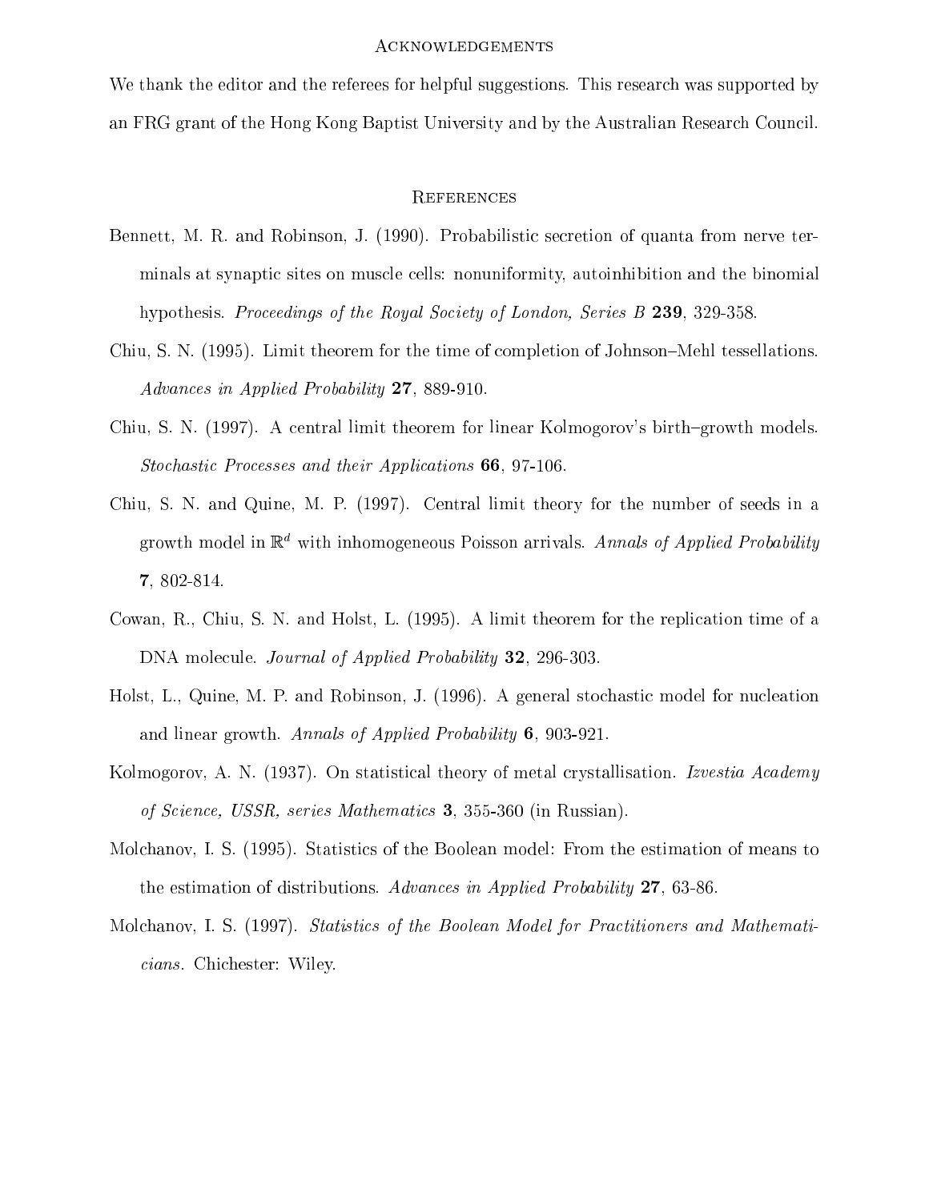## Acknowledgements

We thank the editor and the referees for helpful suggestions. This research was supported by an FRG grant of the Hong Kong Baptist University and by the Australian Research Council.

## References

Bennett, M. R. and Robinson, J. (1990). Probabilistic secretion of quanta from nerve terminals at synaptic sites on muscle cells: nonuniformity, autoinhibition and the binomial hypothesis. *Proceedings of the Royal Society of London, Series B* **239**, 329-358.

Chiu, S. N. (1995). Limit theorem for the time of completion of Johnson–Mehl tessellations. *Advances in Applied Probability* **27**, 889-910.

Chiu, S. N. (1997). A central limit theorem for linear Kolmogorov's birth–growth models. *Stochastic Processes and their Applications* **66**, 97-106.

Chiu, S. N. and Quine, M. P. (1997). Central limit theory for the number of seeds in a growth model in $\mathbb{R}^d$ with inhomogeneous Poisson arrivals. *Annals of Applied Probability* **7**, 802-814.

Cowan, R., Chiu, S. N. and Holst, L. (1995). A limit theorem for the replication time of a DNA molecule. *Journal of Applied Probability* **32**, 296-303.

Holst, L., Quine, M. P. and Robinson, J. (1996). A general stochastic model for nucleation and linear growth. *Annals of Applied Probability* **6**, 903-921.

Kolmogorov, A. N. (1937). On statistical theory of metal crystallisation. *Izvestia Academy of Science, USSR, series Mathematics* **3**, 355-360 (in Russian).

Molchanov, I. S. (1995). Statistics of the Boolean model: From the estimation of means to the estimation of distributions. *Advances in Applied Probability* **27**, 63-86.

Molchanov, I. S. (1997). *Statistics of the Boolean Model for Practitioners and Mathematicians*. Chichester: Wiley.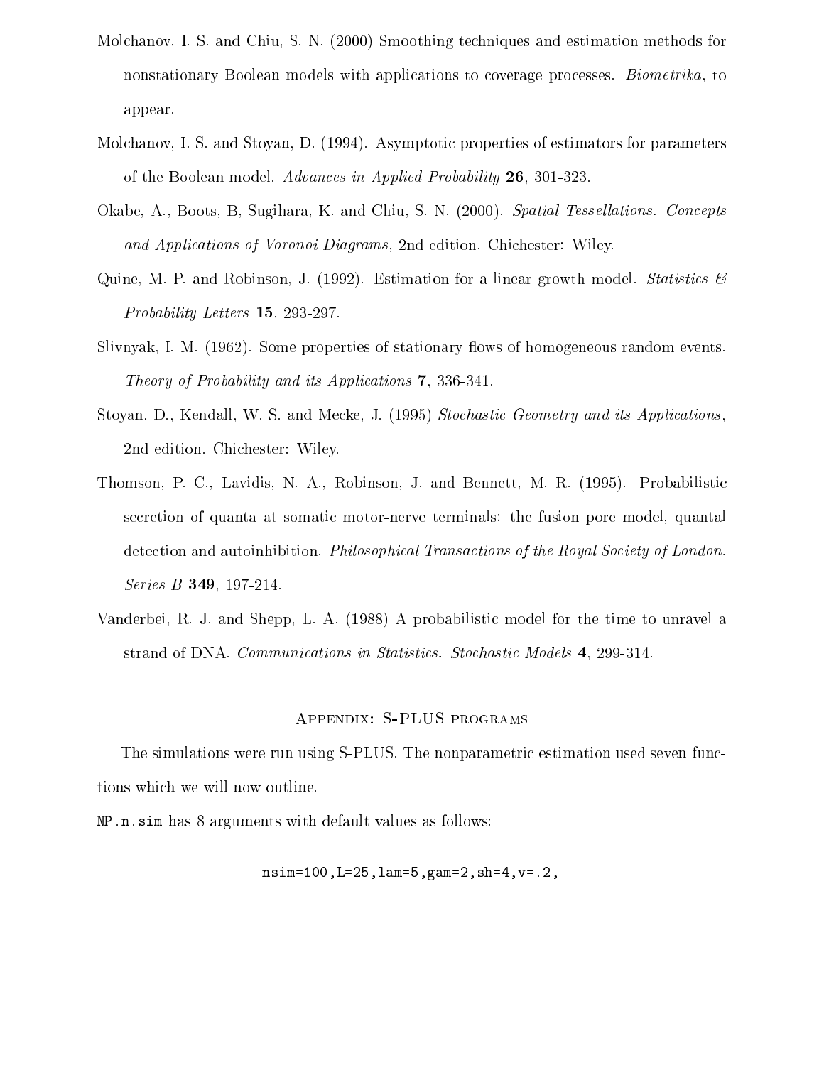Molchanov, I. S. and Chiu, S. N. (2000) Smoothing techniques and estimation methods for nonstationary Boolean models with applications to coverage processes. *Biometrika*, to appear.

Molchanov, I. S. and Stoyan, D. (1994). Asymptotic properties of estimators for parameters of the Boolean model. *Advances in Applied Probability* **26**, 301-323.

Okabe, A., Boots, B, Sugihara, K. and Chiu, S. N. (2000). *Spatial Tessellations. Concepts and Applications of Voronoi Diagrams*, 2nd edition. Chichester: Wiley.

Quine, M. P. and Robinson, J. (1992). Estimation for a linear growth model. *Statistics & Probability Letters* **15**, 293-297.

Slivnyak, I. M. (1962). Some properties of stationary flows of homogeneous random events. *Theory of Probability and its Applications* **7**, 336-341.

Stoyan, D., Kendall, W. S. and Mecke, J. (1995) *Stochastic Geometry and its Applications*, 2nd edition. Chichester: Wiley.

Thomson, P. C., Lavidis, N. A., Robinson, J. and Bennett, M. R. (1995). Probabilistic secretion of quanta at somatic motor-nerve terminals: the fusion pore model, quantal detection and autoinhibition. *Philosophical Transactions of the Royal Society of London. Series B* **349**, 197-214.

Vanderbei, R. J. and Shepp, L. A. (1988) A probabilistic model for the time to unravel a strand of DNA. *Communications in Statistics. Stochastic Models* **4**, 299-314.

## Appendix: S-PLUS programs

The simulations were run using S-PLUS. The nonparametric estimation used seven functions which we will now outline.

`NP.n.sim` has 8 arguments with default values as follows:

```
nsim=100,L=25,lam=5,gam=2,sh=4,v=.2,
```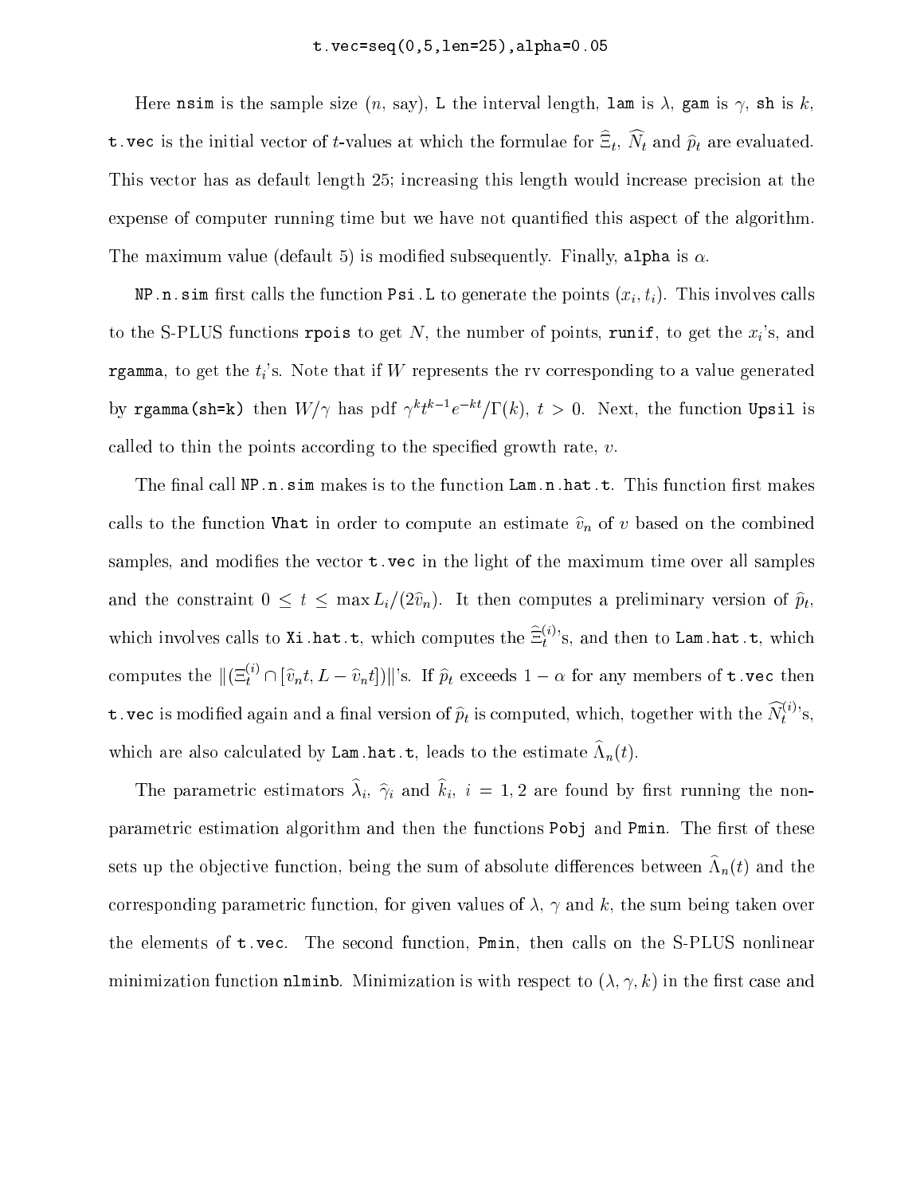```
t.vec=seq(0,5,len=25),alpha=0.05
```

Here `nsim` is the sample size ($n$, say), `L` the interval length, `lam` is $\lambda$, `gam` is $\gamma$, `sh` is $k$, `t.vec` is the initial vector of $t$-values at which the formulae for $\widehat{\Xi}_t$, $\widehat{N}_t$ and $\widehat{p}_t$ are evaluated. This vector has as default length 25; increasing this length would increase precision at the expense of computer running time but we have not quantified this aspect of the algorithm. The maximum value (default 5) is modified subsequently. Finally, `alpha` is $\alpha$.

`NP.n.sim` first calls the function `Psi.L` to generate the points $(x_i, t_i)$. This involves calls to the S-PLUS functions `rpois` to get $N$, the number of points, `runif`, to get the $x_i$'s, and `rgamma`, to get the $t_i$'s. Note that if $W$ represents the rv corresponding to a value generated by `rgamma(sh=k)` then $W/\gamma$ has pdf $\gamma^k t^{k-1} e^{-kt}/\Gamma(k)$, $t > 0$. Next, the function `Upsil` is called to thin the points according to the specified growth rate, $v$.

The final call `NP.n.sim` makes is to the function `Lam.n.hat.t`. This function first makes calls to the function `Vhat` in order to compute an estimate $\widehat{v}_n$ of $v$ based on the combined samples, and modifies the vector `t.vec` in the light of the maximum time over all samples and the constraint $0 \leq t \leq \max L_i/(2\widehat{v}_n)$. It then computes a preliminary version of $\widehat{p}_t$, which involves calls to `Xi.hat.t`, which computes the $\widehat{\Xi}_t^{(i)}$'s, and then to `Lam.hat.t`, which computes the $\|(\Xi_t^{(i)} \cap [\widehat{v}_n t, L - \widehat{v}_n t])\|$'s. If $\widehat{p}_t$ exceeds $1 - \alpha$ for any members of `t.vec` then `t.vec` is modified again and a final version of $\widehat{p}_t$ is computed, which, together with the $\widehat{N}_t^{(i)}$'s, which are also calculated by `Lam.hat.t`, leads to the estimate $\widehat{\Lambda}_n(t)$.

The parametric estimators $\widehat{\lambda}_i$, $\widehat{\gamma}_i$ and $\widehat{k}_i$, $i = 1, 2$ are found by first running the non-parametric estimation algorithm and then the functions `Pobj` and `Pmin`. The first of these sets up the objective function, being the sum of absolute differences between $\widehat{\Lambda}_n(t)$ and the corresponding parametric function, for given values of $\lambda$, $\gamma$ and $k$, the sum being taken over the elements of `t.vec`. The second function, `Pmin`, then calls on the S-PLUS nonlinear minimization function `nlminb`. Minimization is with respect to $(\lambda, \gamma, k)$ in the first case and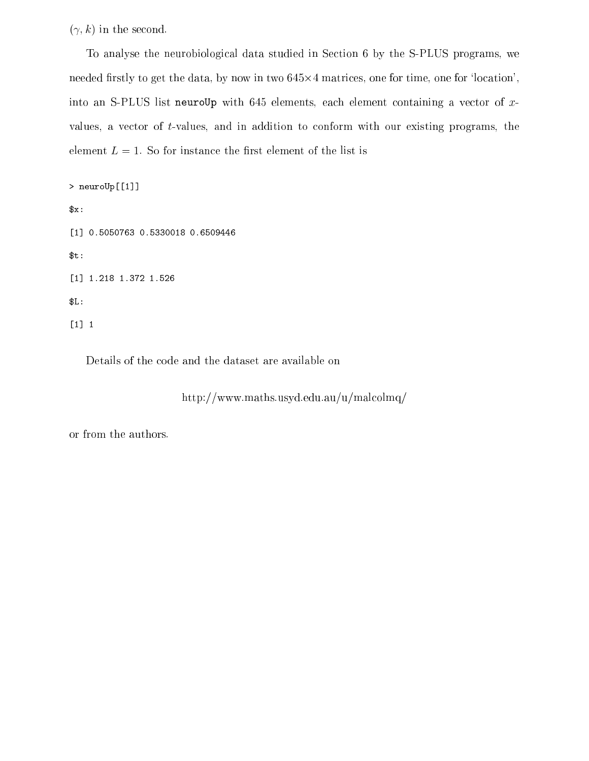$(\gamma, k)$ in the second.

To analyse the neurobiological data studied in Section 6 by the S-PLUS programs, we needed firstly to get the data, by now in two $645 \times 4$ matrices, one for time, one for 'location', into an S-PLUS list **neuroUp** with 645 elements, each element containing a vector of $x$-values, a vector of $t$-values, and in addition to conform with our existing programs, the element $L = 1$. So for instance the first element of the list is

```
> neuroUp[[1]]
$x:
[1] 0.5050763 0.5330018 0.6509446
$t:
[1] 1.218 1.372 1.526
$L:
[1] 1
```

Details of the code and the dataset are available on

http://www.maths.usyd.edu.au/u/malcolmq/

or from the authors.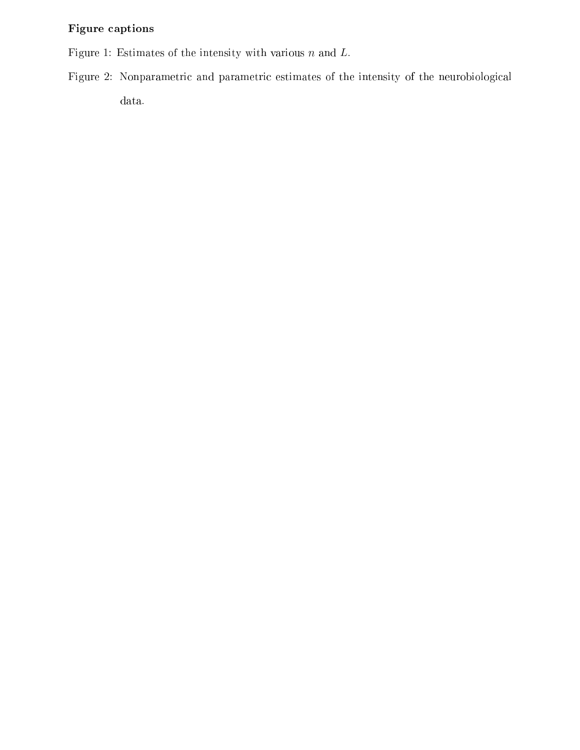**Figure captions**

Figure 1: Estimates of the intensity with various $n$ and $L$.

Figure 2: Nonparametric and parametric estimates of the intensity of the neurobiological data.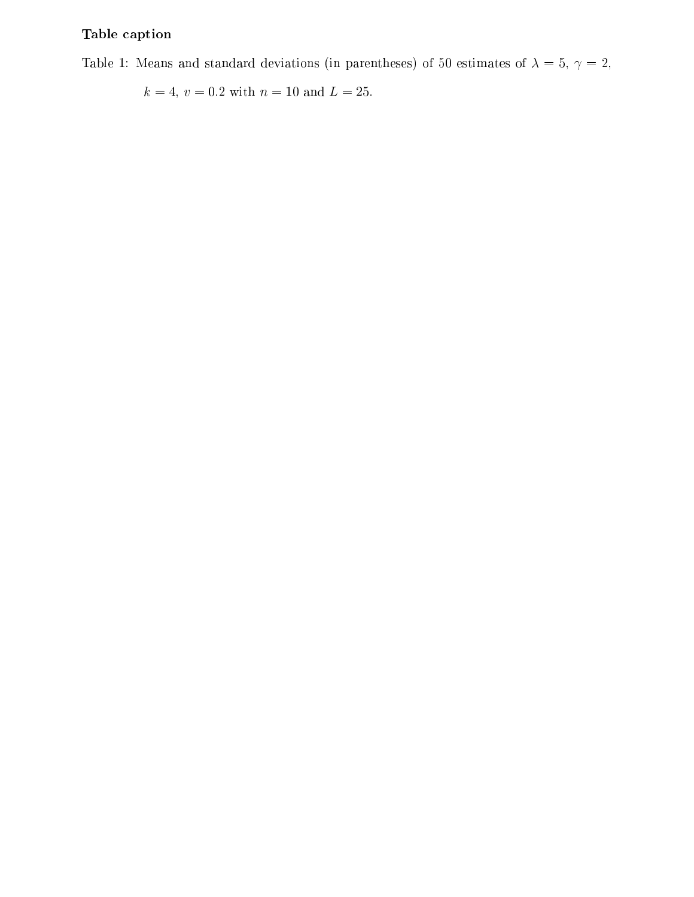**Table caption**

Table 1: Means and standard deviations (in parentheses) of 50 estimates of $\lambda = 5$, $\gamma = 2$, $k = 4$, $v = 0.2$ with $n = 10$ and $L = 25$.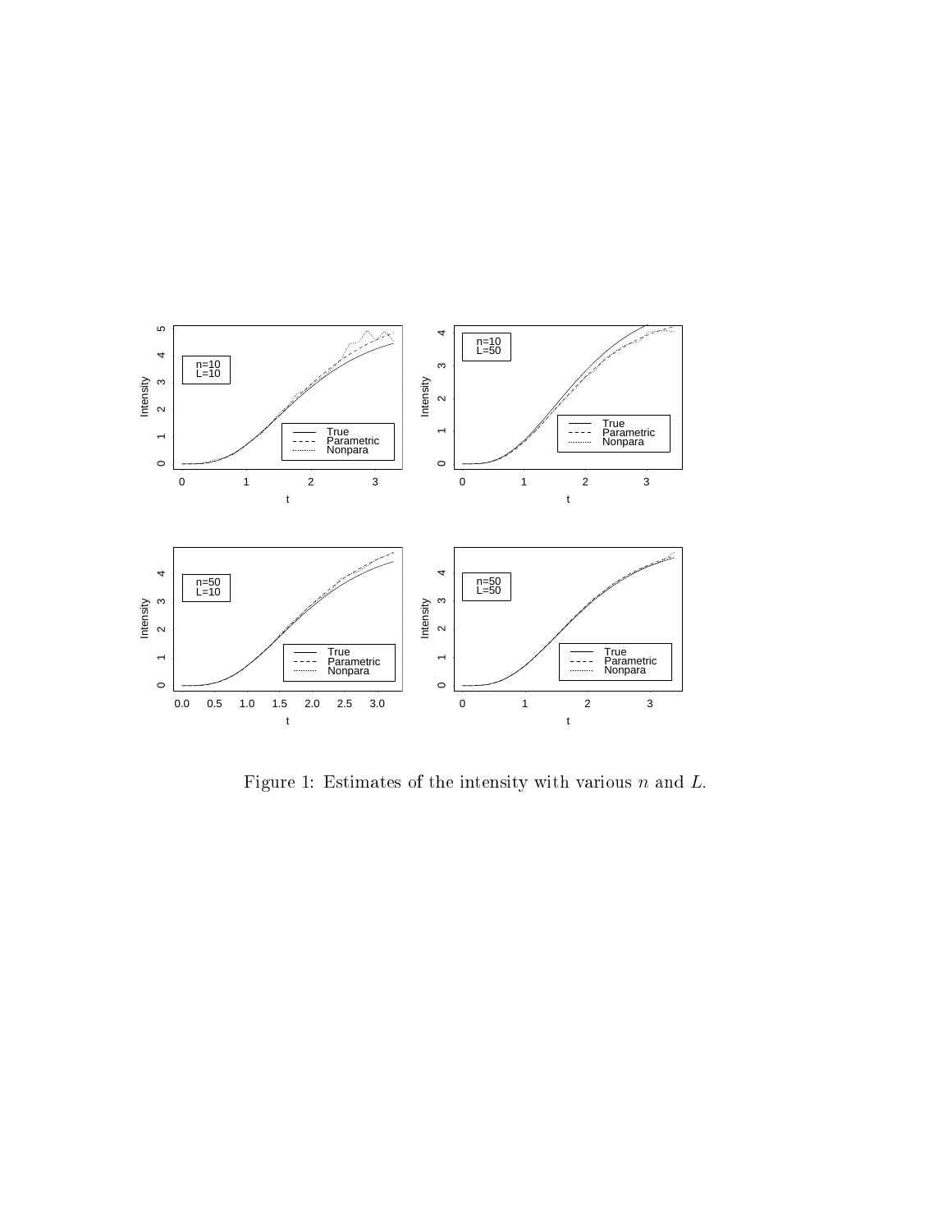Figure 1: Estimates of the intensity with various $n$ and $L$.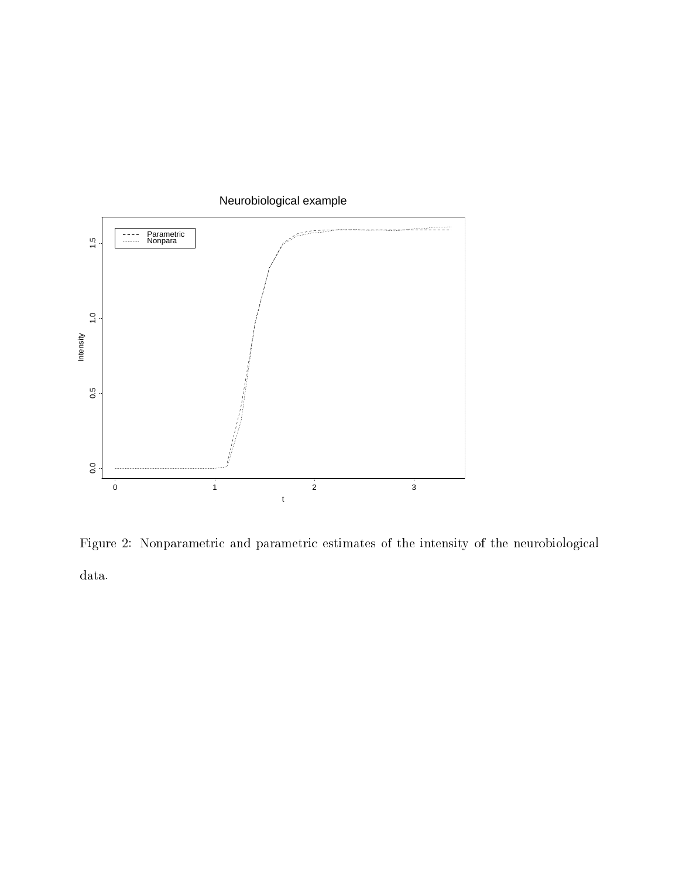Figure 2: Nonparametric and parametric estimates of the intensity of the neurobiological data.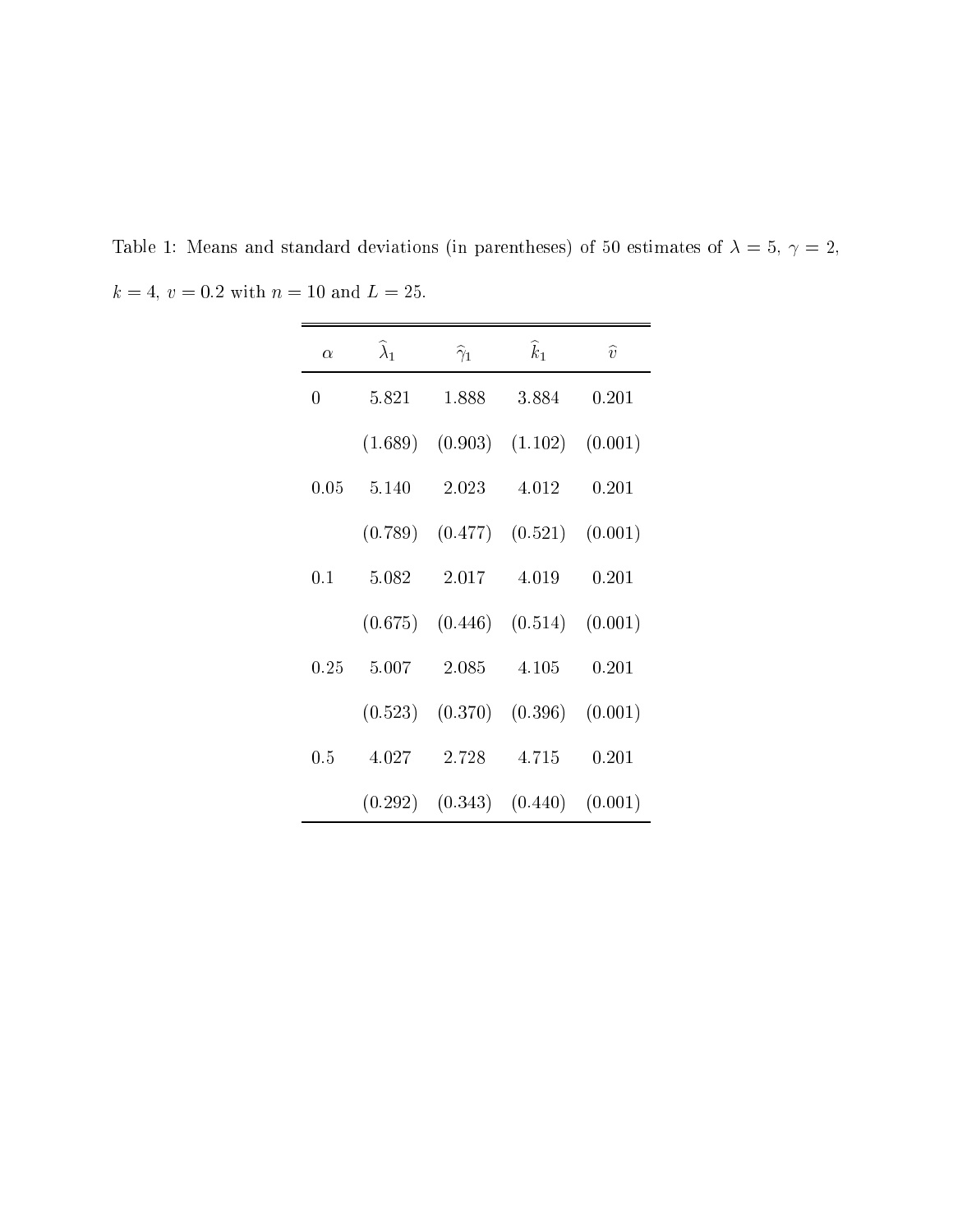Table 1: Means and standard deviations (in parentheses) of 50 estimates of $\lambda = 5$, $\gamma = 2$, $k = 4$, $v = 0.2$ with $n = 10$ and $L = 25$.

| $\alpha$ | $\widehat{\lambda}_1$ | $\widehat{\gamma}_1$ | $\widehat{k}_1$ | $\widehat{v}$ |
|---|---|---|---|---|
| 0 | 5.821 | 1.888 | 3.884 | 0.201 |
| | (1.689) | (0.903) | (1.102) | (0.001) |
| 0.05 | 5.140 | 2.023 | 4.012 | 0.201 |
| | (0.789) | (0.477) | (0.521) | (0.001) |
| 0.1 | 5.082 | 2.017 | 4.019 | 0.201 |
| | (0.675) | (0.446) | (0.514) | (0.001) |
| 0.25 | 5.007 | 2.085 | 4.105 | 0.201 |
| | (0.523) | (0.370) | (0.396) | (0.001) |
| 0.5 | 4.027 | 2.728 | 4.715 | 0.201 |
| | (0.292) | (0.343) | (0.440) | (0.001) |